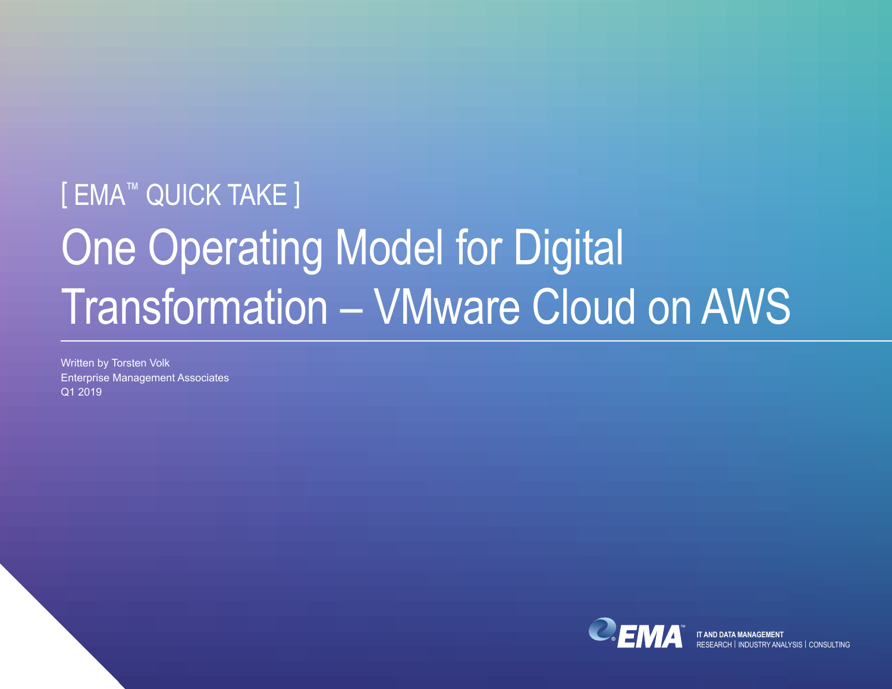[ EMA™ QUICK TAKE ]

# One Operating Model for Digital Transformation – VMware Cloud on AWS

Written by Torsten Volk
Enterprise Management Associates
Q1 2019

EMA™

IT AND DATA MANAGEMENT
RESEARCH | INDUSTRY ANALYSIS | CONSULTING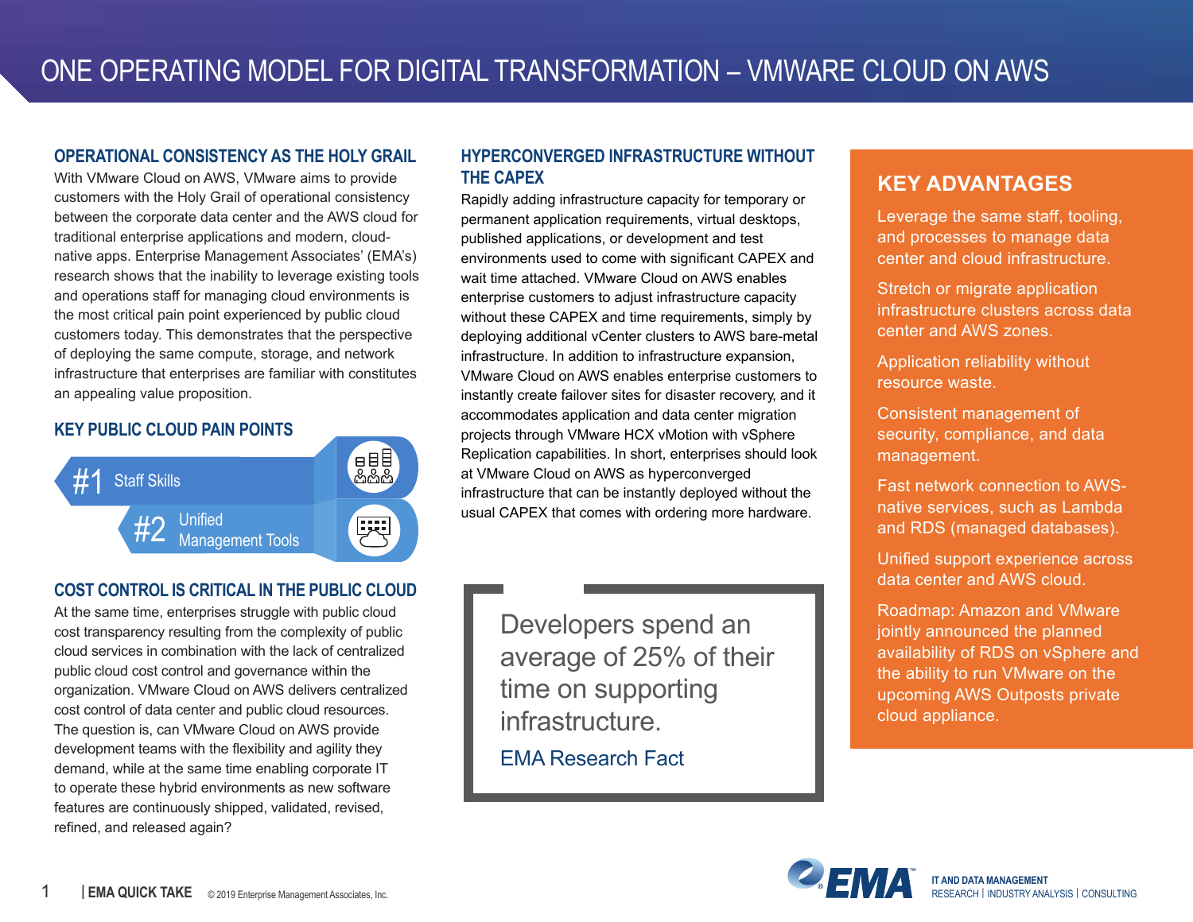# ONE OPERATING MODEL FOR DIGITAL TRANSFORMATION – VMWARE CLOUD ON AWS

## OPERATIONAL CONSISTENCY AS THE HOLY GRAIL

With VMware Cloud on AWS, VMware aims to provide customers with the Holy Grail of operational consistency between the corporate data center and the AWS cloud for traditional enterprise applications and modern, cloud-native apps. Enterprise Management Associates' (EMA's) research shows that the inability to leverage existing tools and operations staff for managing cloud environments is the most critical pain point experienced by public cloud customers today. This demonstrates that the perspective of deploying the same compute, storage, and network infrastructure that enterprises are familiar with constitutes an appealing value proposition.

## KEY PUBLIC CLOUD PAIN POINTS

- #1 Staff Skills
- #2 Unified Management Tools

## COST CONTROL IS CRITICAL IN THE PUBLIC CLOUD

At the same time, enterprises struggle with public cloud cost transparency resulting from the complexity of public cloud services in combination with the lack of centralized public cloud cost control and governance within the organization. VMware Cloud on AWS delivers centralized cost control of data center and public cloud resources. The question is, can VMware Cloud on AWS provide development teams with the flexibility and agility they demand, while at the same time enabling corporate IT to operate these hybrid environments as new software features are continuously shipped, validated, revised, refined, and released again?

## HYPERCONVERGED INFRASTRUCTURE WITHOUT THE CAPEX

Rapidly adding infrastructure capacity for temporary or permanent application requirements, virtual desktops, published applications, or development and test environments used to come with significant CAPEX and wait time attached. VMware Cloud on AWS enables enterprise customers to adjust infrastructure capacity without these CAPEX and time requirements, simply by deploying additional vCenter clusters to AWS bare-metal infrastructure. In addition to infrastructure expansion, VMware Cloud on AWS enables enterprise customers to instantly create failover sites for disaster recovery, and it accommodates application and data center migration projects through VMware HCX vMotion with vSphere Replication capabilities. In short, enterprises should look at VMware Cloud on AWS as hyperconverged infrastructure that can be instantly deployed without the usual CAPEX that comes with ordering more hardware.

> Developers spend an average of 25% of their time on supporting infrastructure.
>
> EMA Research Fact

## KEY ADVANTAGES

- Leverage the same staff, tooling, and processes to manage data center and cloud infrastructure.
- Stretch or migrate application infrastructure clusters across data center and AWS zones.
- Application reliability without resource waste.
- Consistent management of security, compliance, and data management.
- Fast network connection to AWS-native services, such as Lambda and RDS (managed databases).
- Unified support experience across data center and AWS cloud.
- Roadmap: Amazon and VMware jointly announced the planned availability of RDS on vSphere and the ability to run VMware on the upcoming AWS Outposts private cloud appliance.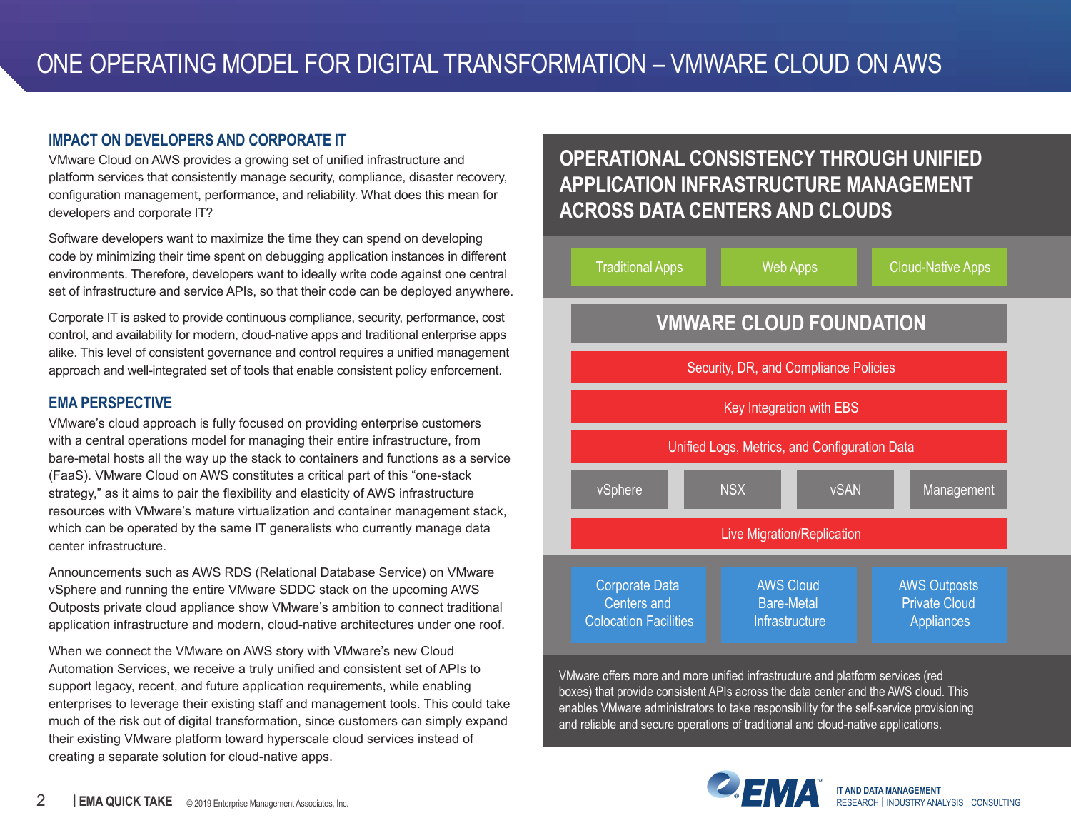# ONE OPERATING MODEL FOR DIGITAL TRANSFORMATION – VMWARE CLOUD ON AWS

## IMPACT ON DEVELOPERS AND CORPORATE IT

VMware Cloud on AWS provides a growing set of unified infrastructure and platform services that consistently manage security, compliance, disaster recovery, configuration management, performance, and reliability. What does this mean for developers and corporate IT?

Software developers want to maximize the time they can spend on developing code by minimizing their time spent on debugging application instances in different environments. Therefore, developers want to ideally write code against one central set of infrastructure and service APIs, so that their code can be deployed anywhere.

Corporate IT is asked to provide continuous compliance, security, performance, cost control, and availability for modern, cloud-native apps and traditional enterprise apps alike. This level of consistent governance and control requires a unified management approach and well-integrated set of tools that enable consistent policy enforcement.

## EMA PERSPECTIVE

VMware's cloud approach is fully focused on providing enterprise customers with a central operations model for managing their entire infrastructure, from bare-metal hosts all the way up the stack to containers and functions as a service (FaaS). VMware Cloud on AWS constitutes a critical part of this "one-stack strategy," as it aims to pair the flexibility and elasticity of AWS infrastructure resources with VMware's mature virtualization and container management stack, which can be operated by the same IT generalists who currently manage data center infrastructure.

Announcements such as AWS RDS (Relational Database Service) on VMware vSphere and running the entire VMware SDDC stack on the upcoming AWS Outposts private cloud appliance show VMware's ambition to connect traditional application infrastructure and modern, cloud-native architectures under one roof.

When we connect the VMware on AWS story with VMware's new Cloud Automation Services, we receive a truly unified and consistent set of APIs to support legacy, recent, and future application requirements, while enabling enterprises to leverage their existing staff and management tools. This could take much of the risk out of digital transformation, since customers can simply expand their existing VMware platform toward hyperscale cloud services instead of creating a separate solution for cloud-native apps.

## OPERATIONAL CONSISTENCY THROUGH UNIFIED APPLICATION INFRASTRUCTURE MANAGEMENT ACROSS DATA CENTERS AND CLOUDS

Traditional Apps | Web Apps | Cloud-Native Apps

**VMWARE CLOUD FOUNDATION**

- Security, DR, and Compliance Policies
- Key Integration with EBS
- Unified Logs, Metrics, and Configuration Data
- vSphere | NSX | vSAN | Management
- Live Migration/Replication

Corporate Data Centers and Colocation Facilities | AWS Cloud Bare-Metal Infrastructure | AWS Outposts Private Cloud Appliances

VMware offers more and more unified infrastructure and platform services (red boxes) that provide consistent APIs across the data center and the AWS cloud. This enables VMware administrators to take responsibility for the self-service provisioning and reliable and secure operations of traditional and cloud-native applications.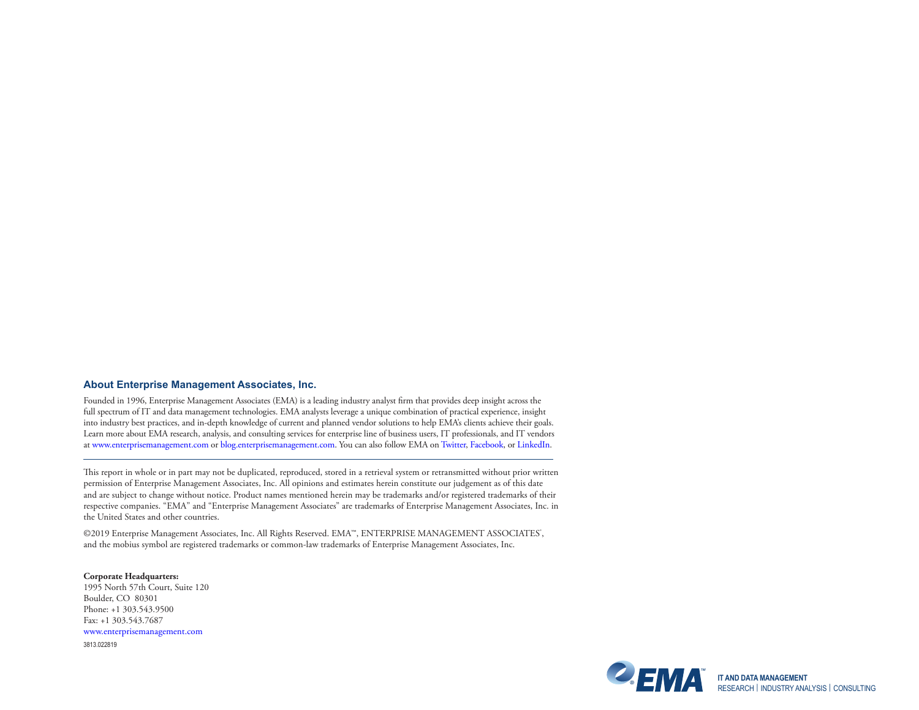## About Enterprise Management Associates, Inc.

Founded in 1996, Enterprise Management Associates (EMA) is a leading industry analyst firm that provides deep insight across the full spectrum of IT and data management technologies. EMA analysts leverage a unique combination of practical experience, insight into industry best practices, and in-depth knowledge of current and planned vendor solutions to help EMA's clients achieve their goals. Learn more about EMA research, analysis, and consulting services for enterprise line of business users, IT professionals, and IT vendors at www.enterprisemanagement.com or blog.enterprisemanagement.com. You can also follow EMA on Twitter, Facebook, or LinkedIn.

---

This report in whole or in part may not be duplicated, reproduced, stored in a retrieval system or retransmitted without prior written permission of Enterprise Management Associates, Inc. All opinions and estimates herein constitute our judgement as of this date and are subject to change without notice. Product names mentioned herein may be trademarks and/or registered trademarks of their respective companies. "EMA" and "Enterprise Management Associates" are trademarks of Enterprise Management Associates, Inc. in the United States and other countries.

©2019 Enterprise Management Associates, Inc. All Rights Reserved. EMA™, ENTERPRISE MANAGEMENT ASSOCIATES®, and the mobius symbol are registered trademarks or common-law trademarks of Enterprise Management Associates, Inc.

**Corporate Headquarters:**
1995 North 57th Court, Suite 120
Boulder, CO 80301
Phone: +1 303.543.9500
Fax: +1 303.543.7687
www.enterprisemanagement.com

3813.022819

EMA™

**IT AND DATA MANAGEMENT**
RESEARCH | INDUSTRY ANALYSIS | CONSULTING